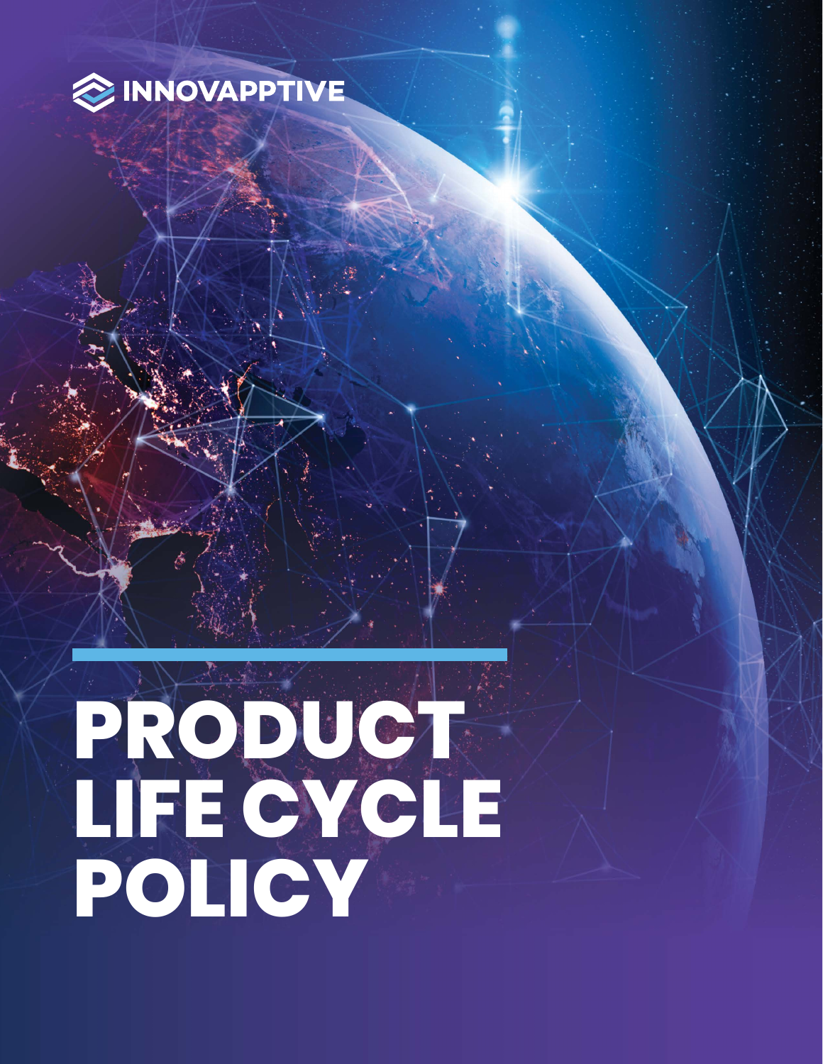INNOVAPPTIVE

# PRODUCT LIFE CYCLE POLICY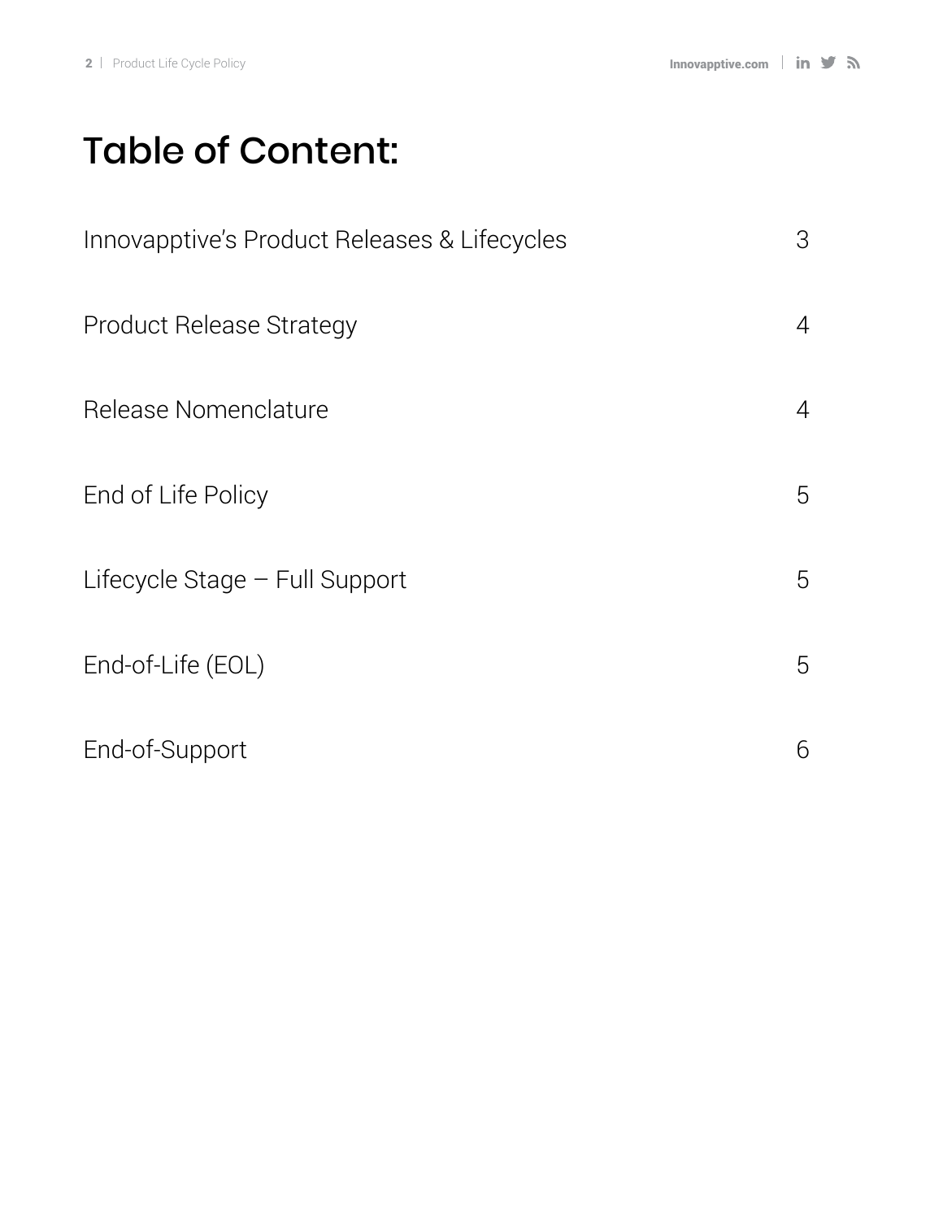# Table of Content:

| | |
|---|---|
| Innovapptive's Product Releases & Lifecycles | 3 |
| Product Release Strategy | 4 |
| Release Nomenclature | 4 |
| End of Life Policy | 5 |
| Lifecycle Stage – Full Support | 5 |
| End-of-Life (EOL) | 5 |
| End-of-Support | 6 |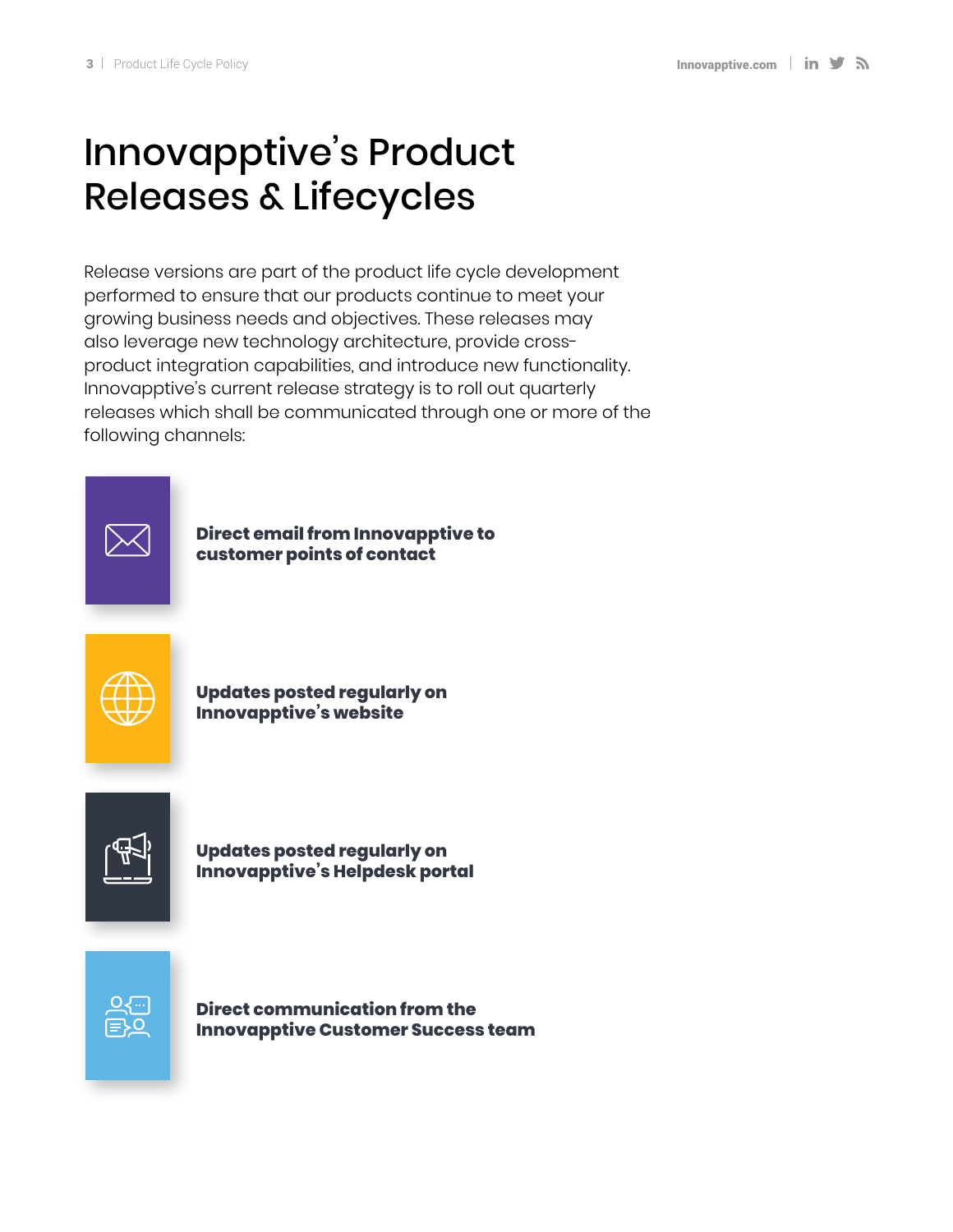# Innovapptive's Product Releases & Lifecycles

Release versions are part of the product life cycle development performed to ensure that our products continue to meet your growing business needs and objectives. These releases may also leverage new technology architecture, provide cross-product integration capabilities, and introduce new functionality. Innovapptive's current release strategy is to roll out quarterly releases which shall be communicated through one or more of the following channels:

- **Direct email from Innovapptive to customer points of contact**
- **Updates posted regularly on Innovapptive's website**
- **Updates posted regularly on Innovapptive's Helpdesk portal**
- **Direct communication from the Innovapptive Customer Success team**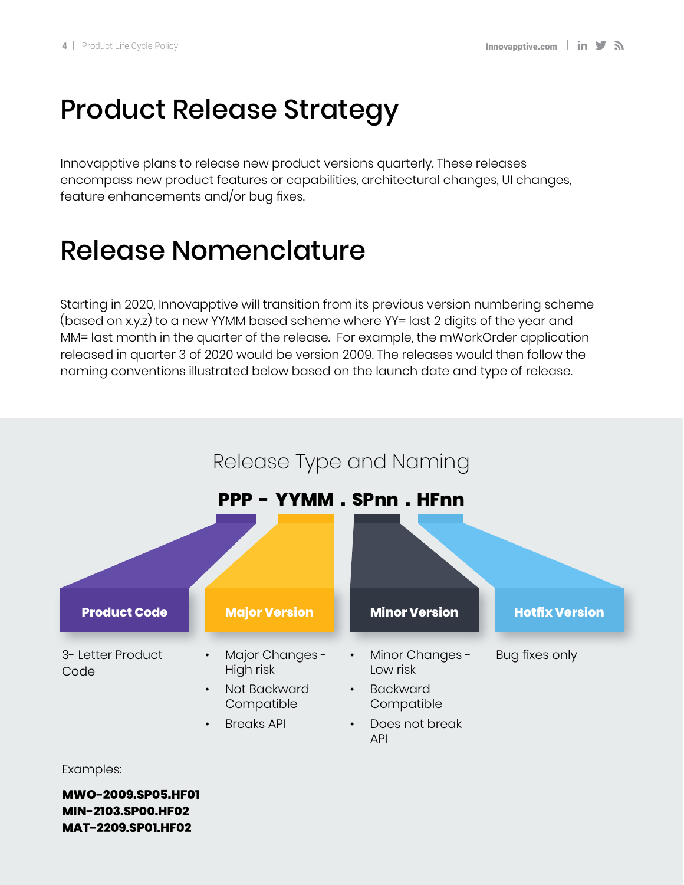# Product Release Strategy

Innovapptive plans to release new product versions quarterly. These releases encompass new product features or capabilities, architectural changes, UI changes, feature enhancements and/or bug fixes.

# Release Nomenclature

Starting in 2020, Innovapptive will transition from its previous version numbering scheme (based on x.y.z) to a new YYMM based scheme where YY= last 2 digits of the year and MM= last month in the quarter of the release. For example, the mWorkOrder application released in quarter 3 of 2020 would be version 2009. The releases would then follow the naming conventions illustrated below based on the launch date and type of release.

## Release Type and Naming

**PPP - YYMM . SPnn . HFnn**

| Product Code | Major Version | Minor Version | Hotfix Version |
|---|---|---|---|
| 3- Letter Product Code | • Major Changes - High risk<br>• Not Backward Compatible<br>• Breaks API | • Minor Changes - Low risk<br>• Backward Compatible<br>• Does not break API | Bug fixes only |

Examples:

**MWO-2009.SP05.HF01**
**MIN-2103.SP00.HF02**
**MAT-2209.SP01.HF02**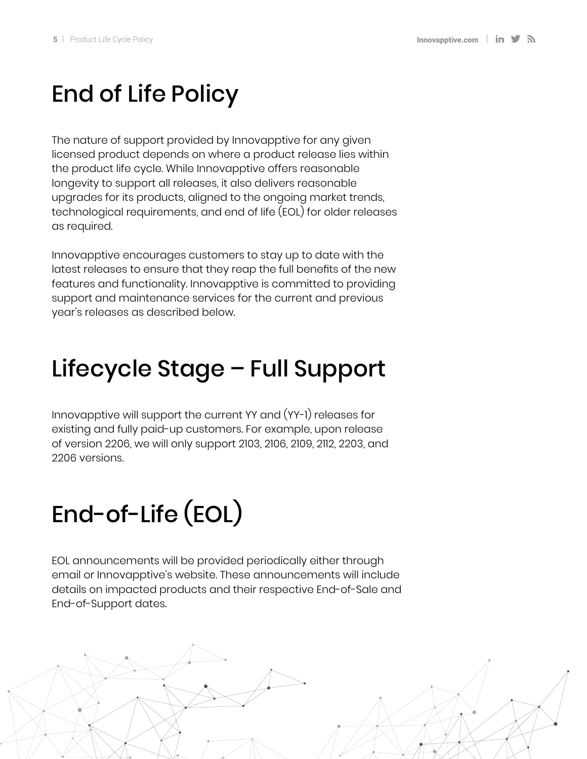# End of Life Policy

The nature of support provided by Innovapptive for any given licensed product depends on where a product release lies within the product life cycle. While Innovapptive offers reasonable longevity to support all releases, it also delivers reasonable upgrades for its products, aligned to the ongoing market trends, technological requirements, and end of life (EOL) for older releases as required.

Innovapptive encourages customers to stay up to date with the latest releases to ensure that they reap the full benefits of the new features and functionality. Innovapptive is committed to providing support and maintenance services for the current and previous year's releases as described below.

# Lifecycle Stage – Full Support

Innovapptive will support the current YY and (YY-1) releases for existing and fully paid-up customers. For example, upon release of version 2206, we will only support 2103, 2106, 2109, 2112, 2203, and 2206 versions.

# End-of-Life (EOL)

EOL announcements will be provided periodically either through email or Innovapptive's website. These announcements will include details on impacted products and their respective End-of-Sale and End-of-Support dates.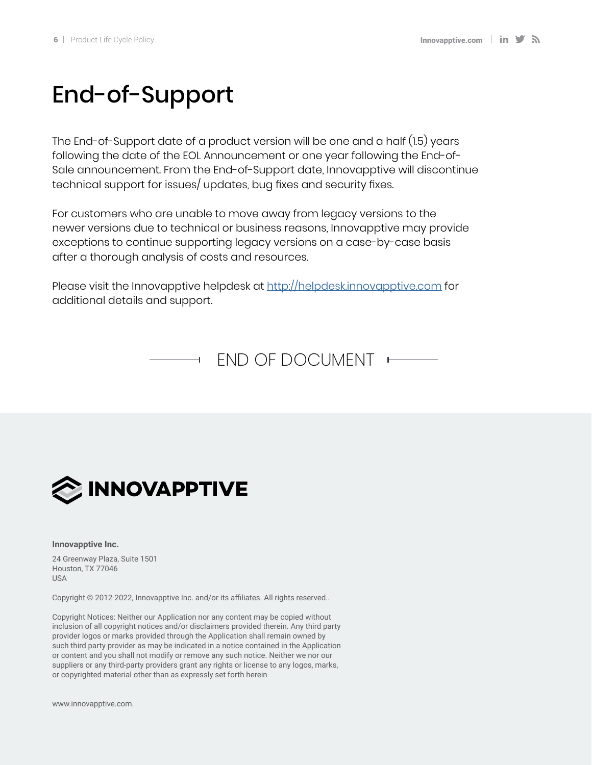# End-of-Support

The End-of-Support date of a product version will be one and a half (1.5) years following the date of the EOL Announcement or one year following the End-of-Sale announcement. From the End-of-Support date, Innovapptive will discontinue technical support for issues/ updates, bug fixes and security fixes.

For customers who are unable to move away from legacy versions to the newer versions due to technical or business reasons, Innovapptive may provide exceptions to continue supporting legacy versions on a case-by-case basis after a thorough analysis of costs and resources.

Please visit the Innovapptive helpdesk at [http://helpdesk.innovapptive.com](http://helpdesk.innovapptive.com) for additional details and support.

END OF DOCUMENT

INNOVAPPTIVE

**Innovapptive Inc.**

24 Greenway Plaza, Suite 1501
Houston, TX 77046
USA

Copyright © 2012-2022, Innovapptive Inc. and/or its affiliates. All rights reserved..

Copyright Notices: Neither our Application nor any content may be copied without inclusion of all copyright notices and/or disclaimers provided therein. Any third party provider logos or marks provided through the Application shall remain owned by such third party provider as may be indicated in a notice contained in the Application or content and you shall not modify or remove any such notice. Neither we nor our suppliers or any third-party providers grant any rights or license to any logos, marks, or copyrighted material other than as expressly set forth herein

www.innovapptive.com.